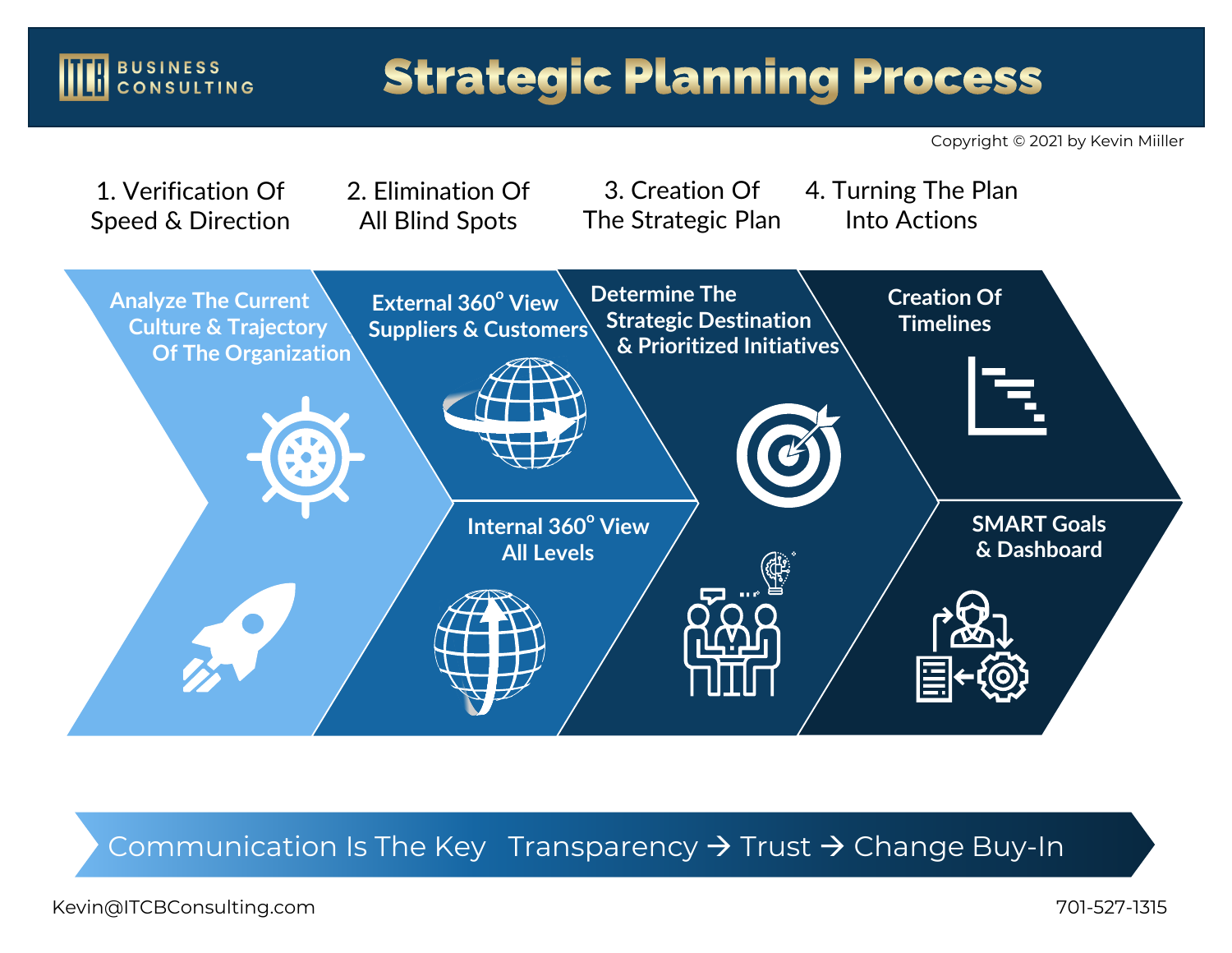# ITCB Business Consulting

# Strategic Planning Process

Copyright © 2021 by Kevin Miiller

## 1. Verification Of Speed & Direction

- Analyze The Current Culture & Trajectory Of The Organization

## 2. Elimination Of All Blind Spots

- External 360° View Suppliers & Customers
- Internal 360° View All Levels

## 3. Creation Of The Strategic Plan

- Determine The Strategic Destination & Prioritized Initiatives

## 4. Turning The Plan Into Actions

- Creation Of Timelines
- SMART Goals & Dashboard

**Communication Is The Key   Transparency → Trust → Change Buy-In**

Kevin@ITCBConsulting.com

701-527-1315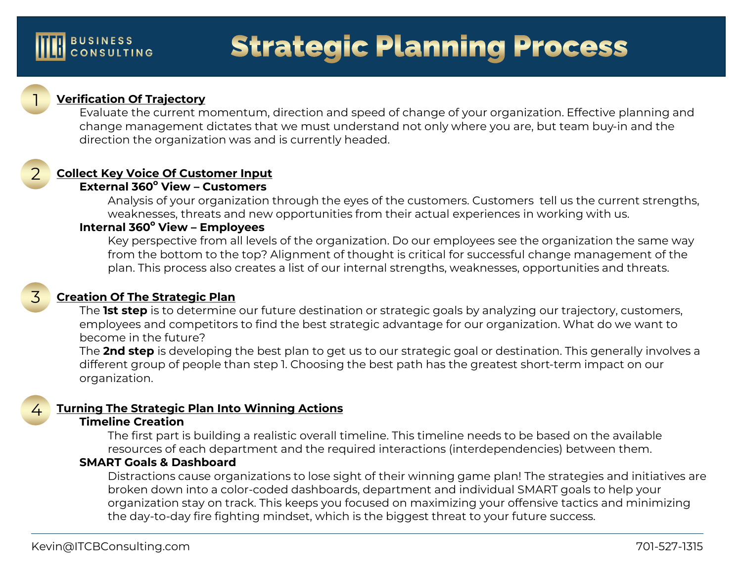ITCB BUSINESS CONSULTING

# Strategic Planning Process

## 1 Verification Of Trajectory

Evaluate the current momentum, direction and speed of change of your organization. Effective planning and change management dictates that we must understand not only where you are, but team buy-in and the direction the organization was and is currently headed.

## 2 Collect Key Voice Of Customer Input

**External 360° View – Customers**

Analysis of your organization through the eyes of the customers. Customers tell us the current strengths, weaknesses, threats and new opportunities from their actual experiences in working with us.

**Internal 360° View – Employees**

Key perspective from all levels of the organization. Do our employees see the organization the same way from the bottom to the top? Alignment of thought is critical for successful change management of the plan. This process also creates a list of our internal strengths, weaknesses, opportunities and threats.

## 3 Creation Of The Strategic Plan

The **1st step** is to determine our future destination or strategic goals by analyzing our trajectory, customers, employees and competitors to find the best strategic advantage for our organization. What do we want to become in the future?

The **2nd step** is developing the best plan to get us to our strategic goal or destination. This generally involves a different group of people than step 1. Choosing the best path has the greatest short-term impact on our organization.

## 4 Turning The Strategic Plan Into Winning Actions

**Timeline Creation**

The first part is building a realistic overall timeline. This timeline needs to be based on the available resources of each department and the required interactions (interdependencies) between them.

**SMART Goals & Dashboard**

Distractions cause organizations to lose sight of their winning game plan! The strategies and initiatives are broken down into a color-coded dashboards, department and individual SMART goals to help your organization stay on track. This keeps you focused on maximizing your offensive tactics and minimizing the day-to-day fire fighting mindset, which is the biggest threat to your future success.

Kevin@ITCBConsulting.com 701-527-1315